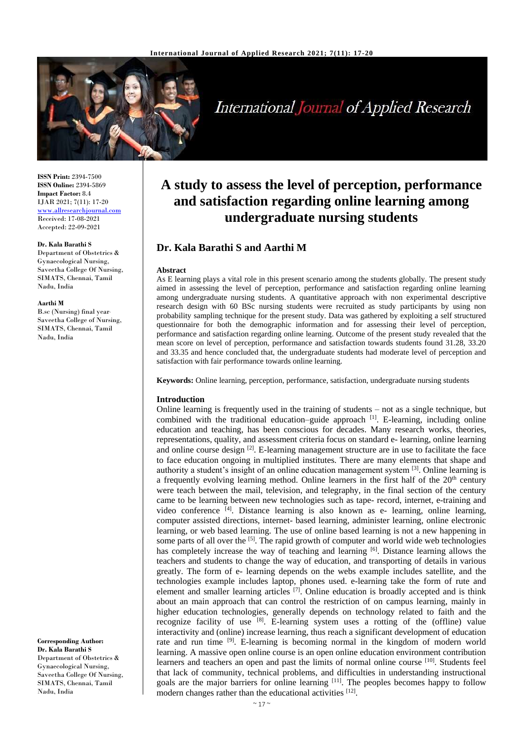**ISSN Print:** 2394-7500
**ISSN Online:** 2394-5869
**Impact Factor:** 8.4
IJAR 2021; 7(11): 17-20
www.allresearchjournal.com
Received: 17-08-2021
Accepted: 22-09-2021

**Dr. Kala Barathi S**
Department of Obstetrics & Gynaecological Nursing, Saveetha College Of Nursing, SIMATS, Chennai, Tamil Nadu, India

**Aarthi M**
B.sc (Nursing) final year, Saveetha College of Nursing, SIMATS, Chennai, Tamil Nadu, India

**Corresponding Author:**
**Dr. Kala Barathi S**
Department of Obstetrics & Gynaecological Nursing, Saveetha College Of Nursing, SIMATS, Chennai, Tamil Nadu, India

# A study to assess the level of perception, performance and satisfaction regarding online learning among undergraduate nursing students

## Dr. Kala Barathi S and Aarthi M

**Abstract**

As E learning plays a vital role in this present scenario among the students globally. The present study aimed in assessing the level of perception, performance and satisfaction regarding online learning among undergraduate nursing students. A quantitative approach with non experimental descriptive research design with 60 BSc nursing students were recruited as study participants by using non probability sampling technique for the present study. Data was gathered by exploiting a self structured questionnaire for both the demographic information and for assessing their level of perception, performance and satisfaction regarding online learning. Outcome of the present study revealed that the mean score on level of perception, performance and satisfaction towards students found 31.28, 33.20 and 33.35 and hence concluded that, the undergraduate students had moderate level of perception and satisfaction with fair performance towards online learning.

**Keywords:** Online learning, perception, performance, satisfaction, undergraduate nursing students

## Introduction

Online learning is frequently used in the training of students – not as a single technique, but combined with the traditional education–guide approach [1]. E-learning, including online education and teaching, has been conscious for decades. Many research works, theories, representations, quality, and assessment criteria focus on standard e- learning, online learning and online course design [2]. E-learning management structure are in use to facilitate the face to face education ongoing in multiplied institutes. There are many elements that shape and authority a student's insight of an online education management system [3]. Online learning is a frequently evolving learning method. Online learners in the first half of the 20th century were teach between the mail, television, and telegraphy, in the final section of the century came to be learning between new technologies such as tape- record, internet, e-training and video conference [4]. Distance learning is also known as e- learning, online learning, computer assisted directions, internet- based learning, administer learning, online electronic learning, or web based learning. The use of online based learning is not a new happening in some parts of all over the [5]. The rapid growth of computer and world wide web technologies has completely increase the way of teaching and learning [6]. Distance learning allows the teachers and students to change the way of education, and transporting of details in various greatly. The form of e- learning depends on the webs example includes satellite, and the technologies example includes laptop, phones used. e-learning take the form of rute and element and smaller learning articles [7]. Online education is broadly accepted and is think about an main approach that can control the restriction of on campus learning, mainly in higher education technologies, generally depends on technology related to faith and the recognize facility of use [8]. E-learning system uses a rotting of the (offline) value interactivity and (online) increase learning, thus reach a significant development of education rate and run time [9]. E-learning is becoming normal in the kingdom of modern world learning. A massive open online course is an open online education environment contribution learners and teachers an open and past the limits of normal online course [10]. Students feel that lack of community, technical problems, and difficulties in understanding instructional goals are the major barriers for online learning [11]. The peoples becomes happy to follow modern changes rather than the educational activities [12].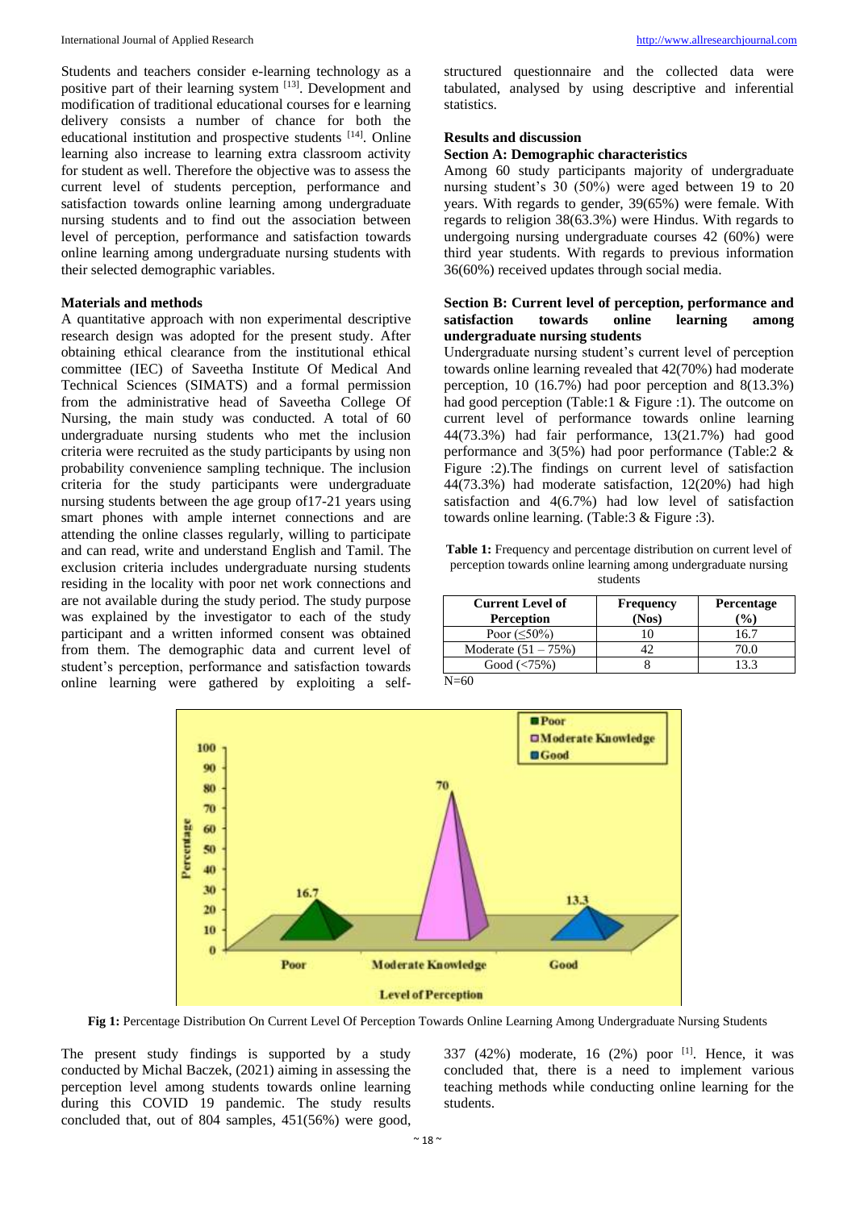Students and teachers consider e-learning technology as a positive part of their learning system [13]. Development and modification of traditional educational courses for e learning delivery consists a number of chance for both the educational institution and prospective students [14]. Online learning also increase to learning extra classroom activity for student as well. Therefore the objective was to assess the current level of students perception, performance and satisfaction towards online learning among undergraduate nursing students and to find out the association between level of perception, performance and satisfaction towards online learning among undergraduate nursing students with their selected demographic variables.

## Materials and methods

A quantitative approach with non experimental descriptive research design was adopted for the present study. After obtaining ethical clearance from the institutional ethical committee (IEC) of Saveetha Institute Of Medical And Technical Sciences (SIMATS) and a formal permission from the administrative head of Saveetha College Of Nursing, the main study was conducted. A total of 60 undergraduate nursing students who met the inclusion criteria were recruited as the study participants by using non probability convenience sampling technique. The inclusion criteria for the study participants were undergraduate nursing students between the age group of17-21 years using smart phones with ample internet connections and are attending the online classes regularly, willing to participate and can read, write and understand English and Tamil. The exclusion criteria includes undergraduate nursing students residing in the locality with poor net work connections and are not available during the study period. The study purpose was explained by the investigator to each of the study participant and a written informed consent was obtained from them. The demographic data and current level of student's perception, performance and satisfaction towards online learning were gathered by exploiting a self-structured questionnaire and the collected data were tabulated, analysed by using descriptive and inferential statistics.

## Results and discussion

### Section A: Demographic characteristics

Among 60 study participants majority of undergraduate nursing student's 30 (50%) were aged between 19 to 20 years. With regards to gender, 39(65%) were female. With regards to religion 38(63.3%) were Hindus. With regards to undergoing nursing undergraduate courses 42 (60%) were third year students. With regards to previous information 36(60%) received updates through social media.

### Section B: Current level of perception, performance and satisfaction towards online learning among undergraduate nursing students

Undergraduate nursing student's current level of perception towards online learning revealed that 42(70%) had moderate perception, 10 (16.7%) had poor perception and 8(13.3%) had good perception (Table:1 & Figure :1). The outcome on current level of performance towards online learning 44(73.3%) had fair performance, 13(21.7%) had good performance and 3(5%) had poor performance (Table:2 & Figure :2).The findings on current level of satisfaction 44(73.3%) had moderate satisfaction, 12(20%) had high satisfaction and 4(6.7%) had low level of satisfaction towards online learning. (Table:3 & Figure :3).

**Table 1:** Frequency and percentage distribution on current level of perception towards online learning among undergraduate nursing students

| Current Level of Perception | Frequency (Nos) | Percentage (%) |
|---|---|---|
| Poor (≤50%) | 10 | 16.7 |
| Moderate (51 – 75%) | 42 | 70.0 |
| Good (<75%) | 8 | 13.3 |

N=60

Poor
Moderate Knowledge
Good

100
90
80
70
60
50
40
30
20
10
0

Percentage

16.7
70
13.3

Poor
Moderate Knowledge
Good

Level of Perception

**Fig 1:** Percentage Distribution On Current Level Of Perception Towards Online Learning Among Undergraduate Nursing Students

The present study findings is supported by a study conducted by Michal Baczek, (2021) aiming in assessing the perception level among students towards online learning during this COVID 19 pandemic. The study results concluded that, out of 804 samples, 451(56%) were good, 337 (42%) moderate, 16 (2%) poor [1]. Hence, it was concluded that, there is a need to implement various teaching methods while conducting online learning for the students.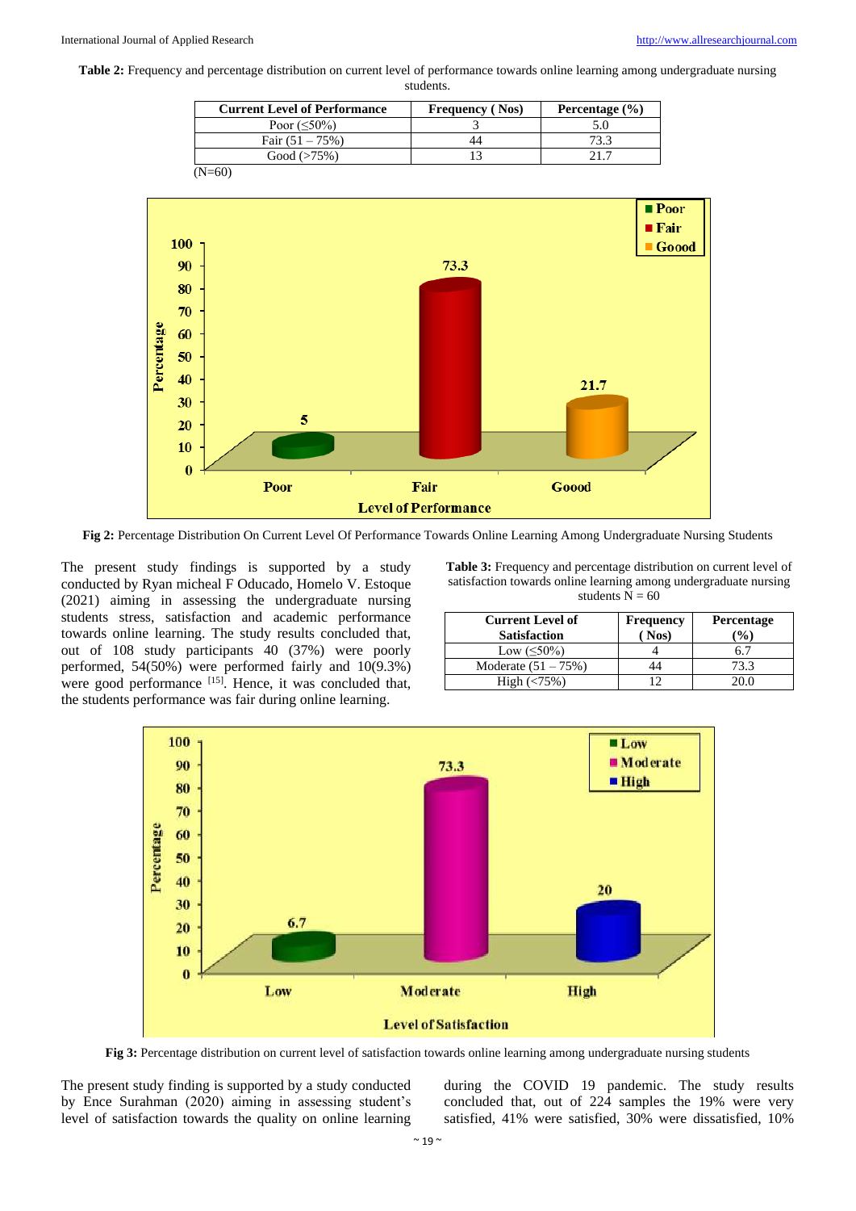**Table 2:** Frequency and percentage distribution on current level of performance towards online learning among undergraduate nursing students.

| Current Level of Performance | Frequency ( Nos) | Percentage (%) |
|---|---|---|
| Poor (≤50%) | 3 | 5.0 |
| Fair (51 – 75%) | 44 | 73.3 |
| Good (>75%) | 13 | 21.7 |

(N=60)

Poor
Fair
Goood
100
90
80
70
60
50
40
30
20
10
0
Percentage
5
73.3
21.7
Poor
Fair
Goood
Level of Performance

**Fig 2:** Percentage Distribution On Current Level Of Performance Towards Online Learning Among Undergraduate Nursing Students

The present study findings is supported by a study conducted by Ryan micheal F Oducado, Homelo V. Estoque (2021) aiming in assessing the undergraduate nursing students stress, satisfaction and academic performance towards online learning. The study results concluded that, out of 108 study participants 40 (37%) were poorly performed, 54(50%) were performed fairly and 10(9.3%) were good performance [15]. Hence, it was concluded that, the students performance was fair during online learning.

**Table 3:** Frequency and percentage distribution on current level of satisfaction towards online learning among undergraduate nursing students N = 60

| Current Level of Satisfaction | Frequency ( Nos) | Percentage (%) |
|---|---|---|
| Low (≤50%) | 4 | 6.7 |
| Moderate (51 – 75%) | 44 | 73.3 |
| High (<75%) | 12 | 20.0 |

Low
Moderate
High
100
90
80
70
60
50
40
30
20
10
0
Percentage
6.7
73.3
20
Low
Moderate
High
Level of Satisfaction

**Fig 3:** Percentage distribution on current level of satisfaction towards online learning among undergraduate nursing students

The present study finding is supported by a study conducted by Ence Surahman (2020) aiming in assessing student's level of satisfaction towards the quality on online learning during the COVID 19 pandemic. The study results concluded that, out of 224 samples the 19% were very satisfied, 41% were satisfied, 30% were dissatisfied, 10%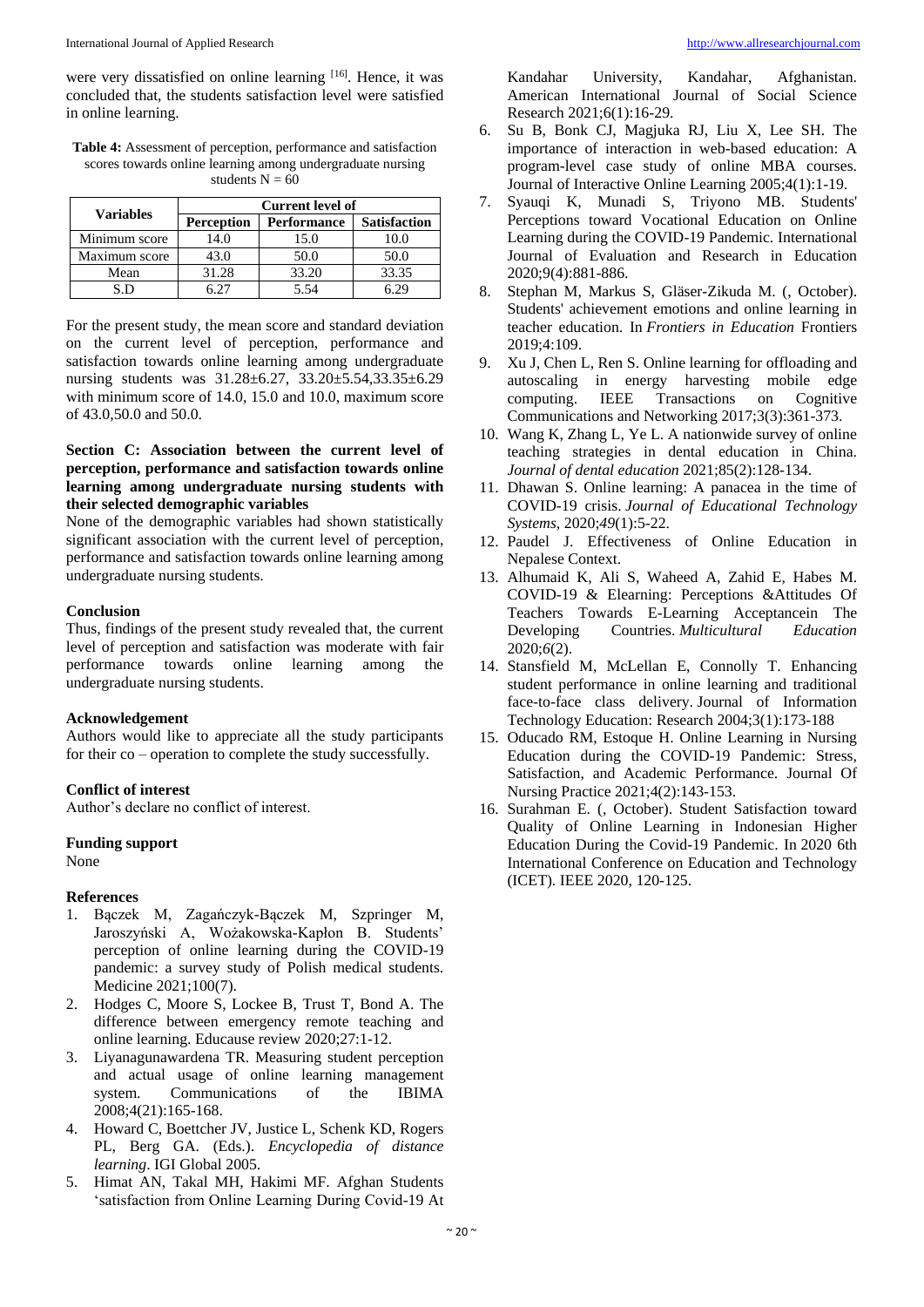were very dissatisfied on online learning [16]. Hence, it was concluded that, the students satisfaction level were satisfied in online learning.

**Table 4:** Assessment of perception, performance and satisfaction scores towards online learning among undergraduate nursing students N = 60

| Variables | Current level of | | |
|---|---|---|---|
| | Perception | Performance | Satisfaction |
| Minimum score | 14.0 | 15.0 | 10.0 |
| Maximum score | 43.0 | 50.0 | 50.0 |
| Mean | 31.28 | 33.20 | 33.35 |
| S.D | 6.27 | 5.54 | 6.29 |

For the present study, the mean score and standard deviation on the current level of perception, performance and satisfaction towards online learning among undergraduate nursing students was 31.28±6.27, 33.20±5.54,33.35±6.29 with minimum score of 14.0, 15.0 and 10.0, maximum score of 43.0,50.0 and 50.0.

**Section C: Association between the current level of perception, performance and satisfaction towards online learning among undergraduate nursing students with their selected demographic variables**

None of the demographic variables had shown statistically significant association with the current level of perception, performance and satisfaction towards online learning among undergraduate nursing students.

## Conclusion

Thus, findings of the present study revealed that, the current level of perception and satisfaction was moderate with fair performance towards online learning among the undergraduate nursing students.

## Acknowledgement

Authors would like to appreciate all the study participants for their co – operation to complete the study successfully.

## Conflict of interest

Author's declare no conflict of interest.

## Funding support

None

## References

1. Bączek M, Zagańczyk-Bączek M, Szpringer M, Jaroszyński A, Wożakowska-Kapłon B. Students' perception of online learning during the COVID-19 pandemic: a survey study of Polish medical students. Medicine 2021;100(7).
2. Hodges C, Moore S, Lockee B, Trust T, Bond A. The difference between emergency remote teaching and online learning. Educause review 2020;27:1-12.
3. Liyanagunawardena TR. Measuring student perception and actual usage of online learning management system. Communications of the IBIMA 2008;4(21):165-168.
4. Howard C, Boettcher JV, Justice L, Schenk KD, Rogers PL, Berg GA. (Eds.). *Encyclopedia of distance learning*. IGI Global 2005.
5. Himat AN, Takal MH, Hakimi MF. Afghan Students 'satisfaction from Online Learning During Covid-19 At Kandahar University, Kandahar, Afghanistan. American International Journal of Social Science Research 2021;6(1):16-29.
6. Su B, Bonk CJ, Magjuka RJ, Liu X, Lee SH. The importance of interaction in web-based education: A program-level case study of online MBA courses. Journal of Interactive Online Learning 2005;4(1):1-19.
7. Syauqi K, Munadi S, Triyono MB. Students' Perceptions toward Vocational Education on Online Learning during the COVID-19 Pandemic. International Journal of Evaluation and Research in Education 2020;9(4):881-886.
8. Stephan M, Markus S, Gläser-Zikuda M. (, October). Students' achievement emotions and online learning in teacher education. In *Frontiers in Education* Frontiers 2019;4:109.
9. Xu J, Chen L, Ren S. Online learning for offloading and autoscaling in energy harvesting mobile edge computing. IEEE Transactions on Cognitive Communications and Networking 2017;3(3):361-373.
10. Wang K, Zhang L, Ye L. A nationwide survey of online teaching strategies in dental education in China. *Journal of dental education* 2021;85(2):128-134.
11. Dhawan S. Online learning: A panacea in the time of COVID-19 crisis. *Journal of Educational Technology Systems*, 2020;*49*(1):5-22.
12. Paudel J. Effectiveness of Online Education in Nepalese Context.
13. Alhumaid K, Ali S, Waheed A, Zahid E, Habes M. COVID-19 & Elearning: Perceptions &Attitudes Of Teachers Towards E-Learning Acceptancein The Developing Countries. *Multicultural Education* 2020;*6*(2).
14. Stansfield M, McLellan E, Connolly T. Enhancing student performance in online learning and traditional face-to-face class delivery. Journal of Information Technology Education: Research 2004;3(1):173-188
15. Oducado RM, Estoque H. Online Learning in Nursing Education during the COVID-19 Pandemic: Stress, Satisfaction, and Academic Performance. Journal Of Nursing Practice 2021;4(2):143-153.
16. Surahman E. (, October). Student Satisfaction toward Quality of Online Learning in Indonesian Higher Education During the Covid-19 Pandemic. In 2020 6th International Conference on Education and Technology (ICET). IEEE 2020, 120-125.